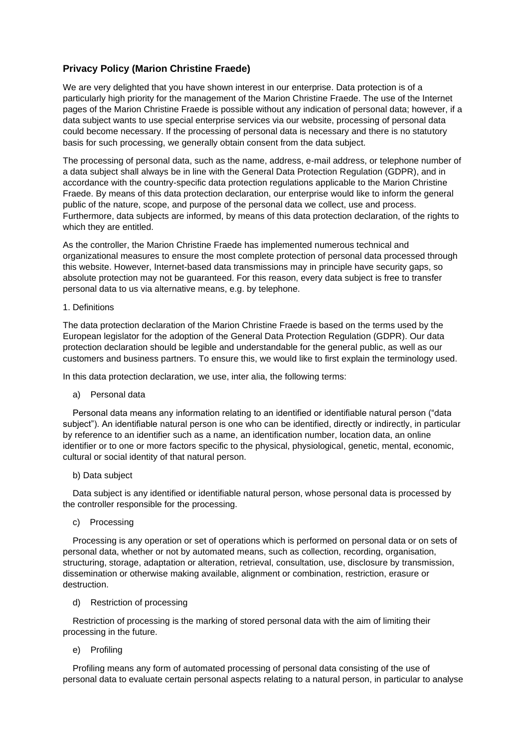## Privacy Policy (Marion Christine Fraede)

We are very delighted that you have shown interest in our enterprise. Data protection is of a particularly high priority for the management of the Marion Christine Fraede. The use of the Internet pages of the Marion Christine Fraede is possible without any indication of personal data; however, if a data subject wants to use special enterprise services via our website, processing of personal data could become necessary. If the processing of personal data is necessary and there is no statutory basis for such processing, we generally obtain consent from the data subject.

The processing of personal data, such as the name, address, e-mail address, or telephone number of a data subject shall always be in line with the General Data Protection Regulation (GDPR), and in accordance with the country-specific data protection regulations applicable to the Marion Christine Fraede. By means of this data protection declaration, our enterprise would like to inform the general public of the nature, scope, and purpose of the personal data we collect, use and process. Furthermore, data subjects are informed, by means of this data protection declaration, of the rights to which they are entitled.

As the controller, the Marion Christine Fraede has implemented numerous technical and organizational measures to ensure the most complete protection of personal data processed through this website. However, Internet-based data transmissions may in principle have security gaps, so absolute protection may not be guaranteed. For this reason, every data subject is free to transfer personal data to us via alternative means, e.g. by telephone.

1. Definitions

The data protection declaration of the Marion Christine Fraede is based on the terms used by the European legislator for the adoption of the General Data Protection Regulation (GDPR). Our data protection declaration should be legible and understandable for the general public, as well as our customers and business partners. To ensure this, we would like to first explain the terminology used.

In this data protection declaration, we use, inter alia, the following terms:

a) Personal data

Personal data means any information relating to an identified or identifiable natural person ("data subject"). An identifiable natural person is one who can be identified, directly or indirectly, in particular by reference to an identifier such as a name, an identification number, location data, an online identifier or to one or more factors specific to the physical, physiological, genetic, mental, economic, cultural or social identity of that natural person.

b) Data subject

Data subject is any identified or identifiable natural person, whose personal data is processed by the controller responsible for the processing.

c) Processing

Processing is any operation or set of operations which is performed on personal data or on sets of personal data, whether or not by automated means, such as collection, recording, organisation, structuring, storage, adaptation or alteration, retrieval, consultation, use, disclosure by transmission, dissemination or otherwise making available, alignment or combination, restriction, erasure or destruction.

d) Restriction of processing

Restriction of processing is the marking of stored personal data with the aim of limiting their processing in the future.

e) Profiling

Profiling means any form of automated processing of personal data consisting of the use of personal data to evaluate certain personal aspects relating to a natural person, in particular to analyse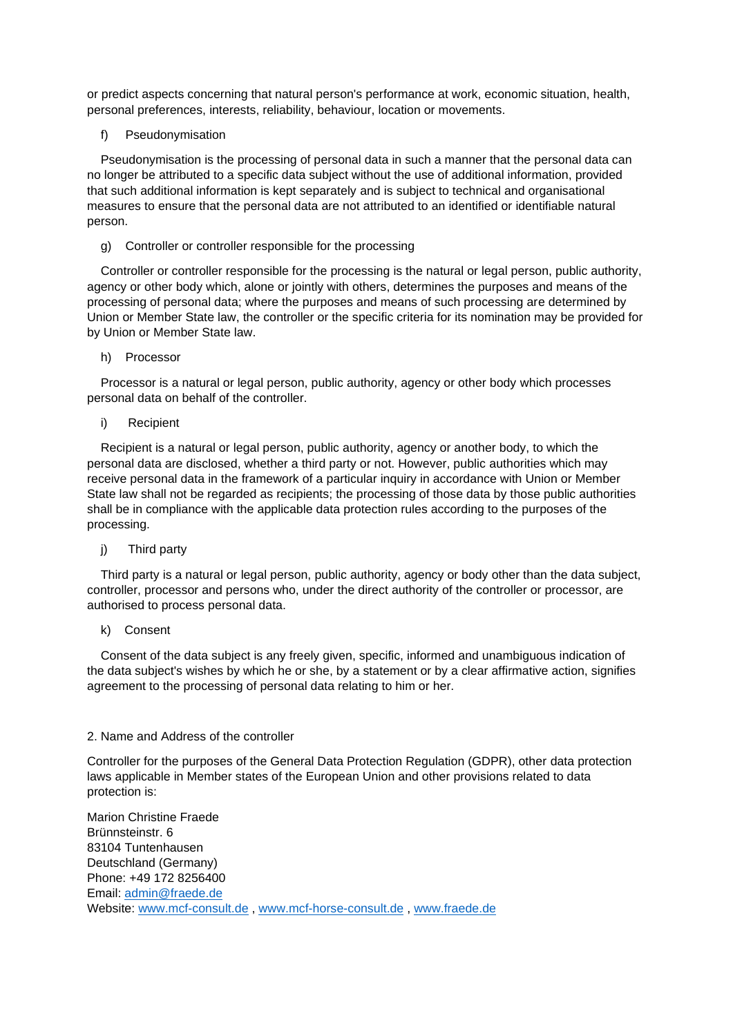or predict aspects concerning that natural person's performance at work, economic situation, health, personal preferences, interests, reliability, behaviour, location or movements.

f) Pseudonymisation

Pseudonymisation is the processing of personal data in such a manner that the personal data can no longer be attributed to a specific data subject without the use of additional information, provided that such additional information is kept separately and is subject to technical and organisational measures to ensure that the personal data are not attributed to an identified or identifiable natural person.

g) Controller or controller responsible for the processing

Controller or controller responsible for the processing is the natural or legal person, public authority, agency or other body which, alone or jointly with others, determines the purposes and means of the processing of personal data; where the purposes and means of such processing are determined by Union or Member State law, the controller or the specific criteria for its nomination may be provided for by Union or Member State law.

h) Processor

Processor is a natural or legal person, public authority, agency or other body which processes personal data on behalf of the controller.

i) Recipient

Recipient is a natural or legal person, public authority, agency or another body, to which the personal data are disclosed, whether a third party or not. However, public authorities which may receive personal data in the framework of a particular inquiry in accordance with Union or Member State law shall not be regarded as recipients; the processing of those data by those public authorities shall be in compliance with the applicable data protection rules according to the purposes of the processing.

j) Third party

Third party is a natural or legal person, public authority, agency or body other than the data subject, controller, processor and persons who, under the direct authority of the controller or processor, are authorised to process personal data.

k) Consent

Consent of the data subject is any freely given, specific, informed and unambiguous indication of the data subject's wishes by which he or she, by a statement or by a clear affirmative action, signifies agreement to the processing of personal data relating to him or her.

## 2. Name and Address of the controller

Controller for the purposes of the General Data Protection Regulation (GDPR), other data protection laws applicable in Member states of the European Union and other provisions related to data protection is:

Marion Christine Fraede  
Brünnsteinstr. 6  
83104 Tuntenhausen  
Deutschland (Germany)  
Phone: +49 172 8256400  
Email: admin@fraede.de  
Website: www.mcf-consult.de , www.mcf-horse-consult.de , www.fraede.de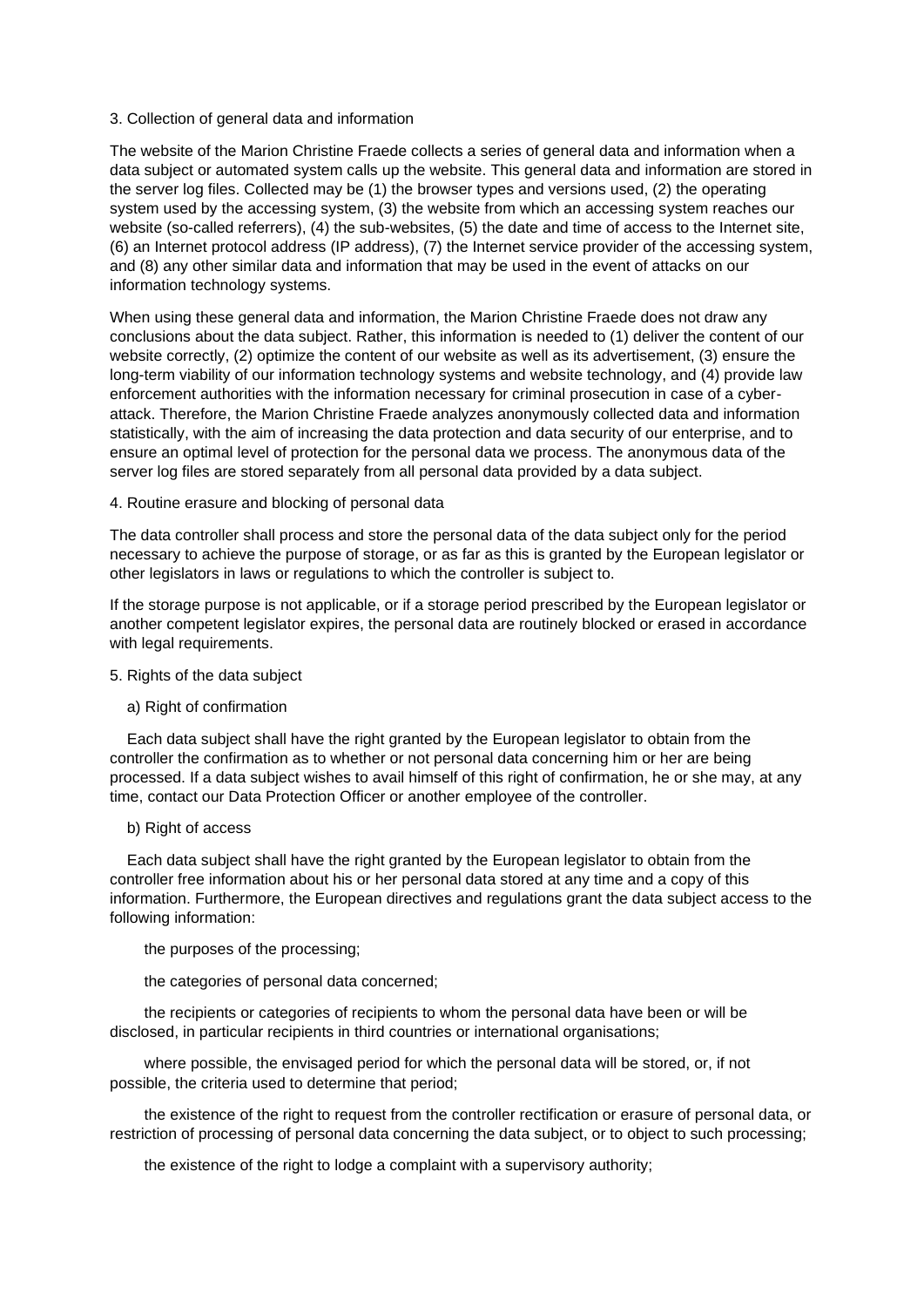## 3. Collection of general data and information

The website of the Marion Christine Fraede collects a series of general data and information when a data subject or automated system calls up the website. This general data and information are stored in the server log files. Collected may be (1) the browser types and versions used, (2) the operating system used by the accessing system, (3) the website from which an accessing system reaches our website (so-called referrers), (4) the sub-websites, (5) the date and time of access to the Internet site, (6) an Internet protocol address (IP address), (7) the Internet service provider of the accessing system, and (8) any other similar data and information that may be used in the event of attacks on our information technology systems.

When using these general data and information, the Marion Christine Fraede does not draw any conclusions about the data subject. Rather, this information is needed to (1) deliver the content of our website correctly, (2) optimize the content of our website as well as its advertisement, (3) ensure the long-term viability of our information technology systems and website technology, and (4) provide law enforcement authorities with the information necessary for criminal prosecution in case of a cyber-attack. Therefore, the Marion Christine Fraede analyzes anonymously collected data and information statistically, with the aim of increasing the data protection and data security of our enterprise, and to ensure an optimal level of protection for the personal data we process. The anonymous data of the server log files are stored separately from all personal data provided by a data subject.

## 4. Routine erasure and blocking of personal data

The data controller shall process and store the personal data of the data subject only for the period necessary to achieve the purpose of storage, or as far as this is granted by the European legislator or other legislators in laws or regulations to which the controller is subject to.

If the storage purpose is not applicable, or if a storage period prescribed by the European legislator or another competent legislator expires, the personal data are routinely blocked or erased in accordance with legal requirements.

## 5. Rights of the data subject

### a) Right of confirmation

Each data subject shall have the right granted by the European legislator to obtain from the controller the confirmation as to whether or not personal data concerning him or her are being processed. If a data subject wishes to avail himself of this right of confirmation, he or she may, at any time, contact our Data Protection Officer or another employee of the controller.

### b) Right of access

Each data subject shall have the right granted by the European legislator to obtain from the controller free information about his or her personal data stored at any time and a copy of this information. Furthermore, the European directives and regulations grant the data subject access to the following information:

- the purposes of the processing;
- the categories of personal data concerned;
- the recipients or categories of recipients to whom the personal data have been or will be disclosed, in particular recipients in third countries or international organisations;
- where possible, the envisaged period for which the personal data will be stored, or, if not possible, the criteria used to determine that period;
- the existence of the right to request from the controller rectification or erasure of personal data, or restriction of processing of personal data concerning the data subject, or to object to such processing;
- the existence of the right to lodge a complaint with a supervisory authority;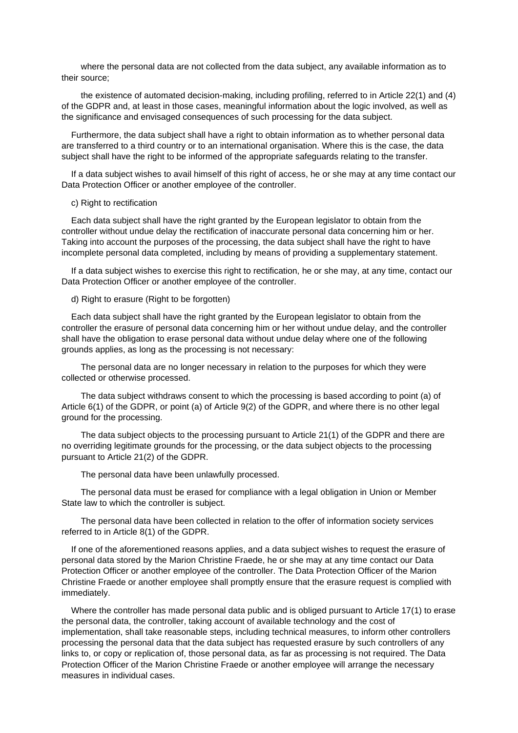where the personal data are not collected from the data subject, any available information as to their source;

the existence of automated decision-making, including profiling, referred to in Article 22(1) and (4) of the GDPR and, at least in those cases, meaningful information about the logic involved, as well as the significance and envisaged consequences of such processing for the data subject.

Furthermore, the data subject shall have a right to obtain information as to whether personal data are transferred to a third country or to an international organisation. Where this is the case, the data subject shall have the right to be informed of the appropriate safeguards relating to the transfer.

If a data subject wishes to avail himself of this right of access, he or she may at any time contact our Data Protection Officer or another employee of the controller.

c) Right to rectification

Each data subject shall have the right granted by the European legislator to obtain from the controller without undue delay the rectification of inaccurate personal data concerning him or her. Taking into account the purposes of the processing, the data subject shall have the right to have incomplete personal data completed, including by means of providing a supplementary statement.

If a data subject wishes to exercise this right to rectification, he or she may, at any time, contact our Data Protection Officer or another employee of the controller.

d) Right to erasure (Right to be forgotten)

Each data subject shall have the right granted by the European legislator to obtain from the controller the erasure of personal data concerning him or her without undue delay, and the controller shall have the obligation to erase personal data without undue delay where one of the following grounds applies, as long as the processing is not necessary:

The personal data are no longer necessary in relation to the purposes for which they were collected or otherwise processed.

The data subject withdraws consent to which the processing is based according to point (a) of Article 6(1) of the GDPR, or point (a) of Article 9(2) of the GDPR, and where there is no other legal ground for the processing.

The data subject objects to the processing pursuant to Article 21(1) of the GDPR and there are no overriding legitimate grounds for the processing, or the data subject objects to the processing pursuant to Article 21(2) of the GDPR.

The personal data have been unlawfully processed.

The personal data must be erased for compliance with a legal obligation in Union or Member State law to which the controller is subject.

The personal data have been collected in relation to the offer of information society services referred to in Article 8(1) of the GDPR.

If one of the aforementioned reasons applies, and a data subject wishes to request the erasure of personal data stored by the Marion Christine Fraede, he or she may at any time contact our Data Protection Officer or another employee of the controller. The Data Protection Officer of the Marion Christine Fraede or another employee shall promptly ensure that the erasure request is complied with immediately.

Where the controller has made personal data public and is obliged pursuant to Article 17(1) to erase the personal data, the controller, taking account of available technology and the cost of implementation, shall take reasonable steps, including technical measures, to inform other controllers processing the personal data that the data subject has requested erasure by such controllers of any links to, or copy or replication of, those personal data, as far as processing is not required. The Data Protection Officer of the Marion Christine Fraede or another employee will arrange the necessary measures in individual cases.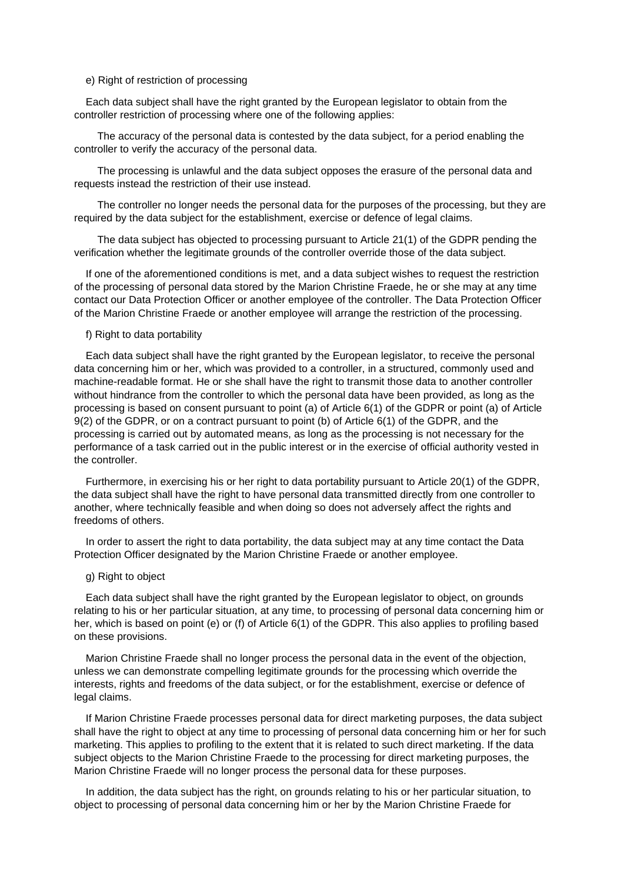e) Right of restriction of processing

Each data subject shall have the right granted by the European legislator to obtain from the controller restriction of processing where one of the following applies:

The accuracy of the personal data is contested by the data subject, for a period enabling the controller to verify the accuracy of the personal data.

The processing is unlawful and the data subject opposes the erasure of the personal data and requests instead the restriction of their use instead.

The controller no longer needs the personal data for the purposes of the processing, but they are required by the data subject for the establishment, exercise or defence of legal claims.

The data subject has objected to processing pursuant to Article 21(1) of the GDPR pending the verification whether the legitimate grounds of the controller override those of the data subject.

If one of the aforementioned conditions is met, and a data subject wishes to request the restriction of the processing of personal data stored by the Marion Christine Fraede, he or she may at any time contact our Data Protection Officer or another employee of the controller. The Data Protection Officer of the Marion Christine Fraede or another employee will arrange the restriction of the processing.

f) Right to data portability

Each data subject shall have the right granted by the European legislator, to receive the personal data concerning him or her, which was provided to a controller, in a structured, commonly used and machine-readable format. He or she shall have the right to transmit those data to another controller without hindrance from the controller to which the personal data have been provided, as long as the processing is based on consent pursuant to point (a) of Article 6(1) of the GDPR or point (a) of Article 9(2) of the GDPR, or on a contract pursuant to point (b) of Article 6(1) of the GDPR, and the processing is carried out by automated means, as long as the processing is not necessary for the performance of a task carried out in the public interest or in the exercise of official authority vested in the controller.

Furthermore, in exercising his or her right to data portability pursuant to Article 20(1) of the GDPR, the data subject shall have the right to have personal data transmitted directly from one controller to another, where technically feasible and when doing so does not adversely affect the rights and freedoms of others.

In order to assert the right to data portability, the data subject may at any time contact the Data Protection Officer designated by the Marion Christine Fraede or another employee.

g) Right to object

Each data subject shall have the right granted by the European legislator to object, on grounds relating to his or her particular situation, at any time, to processing of personal data concerning him or her, which is based on point (e) or (f) of Article 6(1) of the GDPR. This also applies to profiling based on these provisions.

Marion Christine Fraede shall no longer process the personal data in the event of the objection, unless we can demonstrate compelling legitimate grounds for the processing which override the interests, rights and freedoms of the data subject, or for the establishment, exercise or defence of legal claims.

If Marion Christine Fraede processes personal data for direct marketing purposes, the data subject shall have the right to object at any time to processing of personal data concerning him or her for such marketing. This applies to profiling to the extent that it is related to such direct marketing. If the data subject objects to the Marion Christine Fraede to the processing for direct marketing purposes, the Marion Christine Fraede will no longer process the personal data for these purposes.

In addition, the data subject has the right, on grounds relating to his or her particular situation, to object to processing of personal data concerning him or her by the Marion Christine Fraede for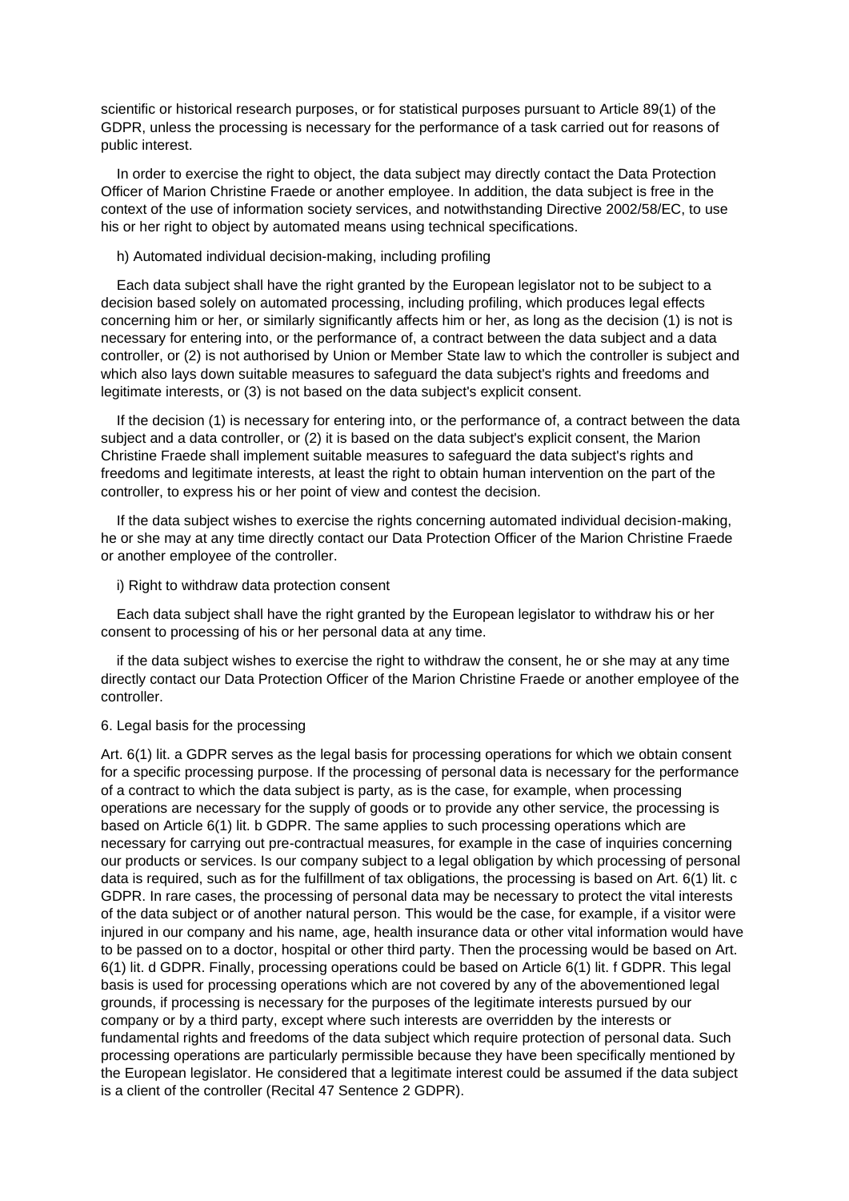scientific or historical research purposes, or for statistical purposes pursuant to Article 89(1) of the GDPR, unless the processing is necessary for the performance of a task carried out for reasons of public interest.

In order to exercise the right to object, the data subject may directly contact the Data Protection Officer of Marion Christine Fraede or another employee. In addition, the data subject is free in the context of the use of information society services, and notwithstanding Directive 2002/58/EC, to use his or her right to object by automated means using technical specifications.

h) Automated individual decision-making, including profiling

Each data subject shall have the right granted by the European legislator not to be subject to a decision based solely on automated processing, including profiling, which produces legal effects concerning him or her, or similarly significantly affects him or her, as long as the decision (1) is not is necessary for entering into, or the performance of, a contract between the data subject and a data controller, or (2) is not authorised by Union or Member State law to which the controller is subject and which also lays down suitable measures to safeguard the data subject's rights and freedoms and legitimate interests, or (3) is not based on the data subject's explicit consent.

If the decision (1) is necessary for entering into, or the performance of, a contract between the data subject and a data controller, or (2) it is based on the data subject's explicit consent, the Marion Christine Fraede shall implement suitable measures to safeguard the data subject's rights and freedoms and legitimate interests, at least the right to obtain human intervention on the part of the controller, to express his or her point of view and contest the decision.

If the data subject wishes to exercise the rights concerning automated individual decision-making, he or she may at any time directly contact our Data Protection Officer of the Marion Christine Fraede or another employee of the controller.

i) Right to withdraw data protection consent

Each data subject shall have the right granted by the European legislator to withdraw his or her consent to processing of his or her personal data at any time.

if the data subject wishes to exercise the right to withdraw the consent, he or she may at any time directly contact our Data Protection Officer of the Marion Christine Fraede or another employee of the controller.

6. Legal basis for the processing

Art. 6(1) lit. a GDPR serves as the legal basis for processing operations for which we obtain consent for a specific processing purpose. If the processing of personal data is necessary for the performance of a contract to which the data subject is party, as is the case, for example, when processing operations are necessary for the supply of goods or to provide any other service, the processing is based on Article 6(1) lit. b GDPR. The same applies to such processing operations which are necessary for carrying out pre-contractual measures, for example in the case of inquiries concerning our products or services. Is our company subject to a legal obligation by which processing of personal data is required, such as for the fulfillment of tax obligations, the processing is based on Art. 6(1) lit. c GDPR. In rare cases, the processing of personal data may be necessary to protect the vital interests of the data subject or of another natural person. This would be the case, for example, if a visitor were injured in our company and his name, age, health insurance data or other vital information would have to be passed on to a doctor, hospital or other third party. Then the processing would be based on Art. 6(1) lit. d GDPR. Finally, processing operations could be based on Article 6(1) lit. f GDPR. This legal basis is used for processing operations which are not covered by any of the abovementioned legal grounds, if processing is necessary for the purposes of the legitimate interests pursued by our company or by a third party, except where such interests are overridden by the interests or fundamental rights and freedoms of the data subject which require protection of personal data. Such processing operations are particularly permissible because they have been specifically mentioned by the European legislator. He considered that a legitimate interest could be assumed if the data subject is a client of the controller (Recital 47 Sentence 2 GDPR).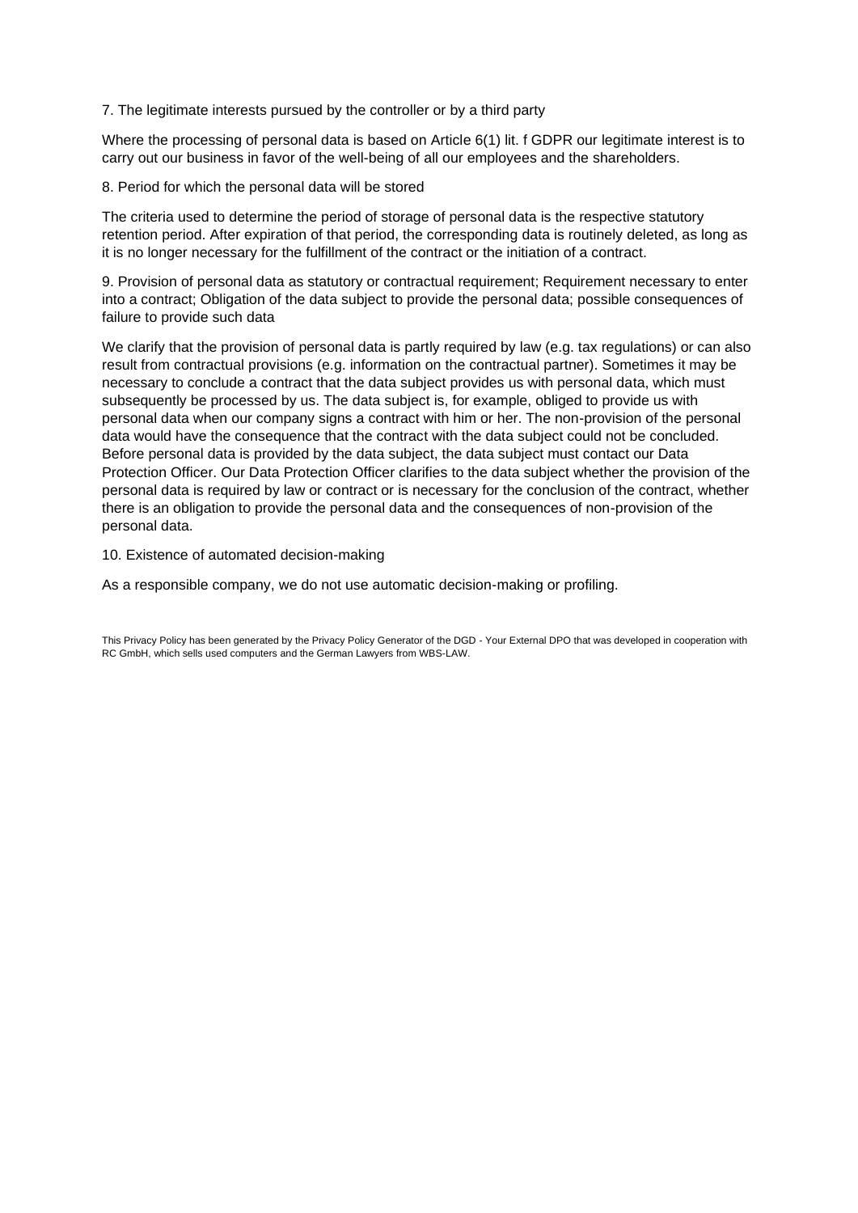7. The legitimate interests pursued by the controller or by a third party

Where the processing of personal data is based on Article 6(1) lit. f GDPR our legitimate interest is to carry out our business in favor of the well-being of all our employees and the shareholders.

8. Period for which the personal data will be stored

The criteria used to determine the period of storage of personal data is the respective statutory retention period. After expiration of that period, the corresponding data is routinely deleted, as long as it is no longer necessary for the fulfillment of the contract or the initiation of a contract.

9. Provision of personal data as statutory or contractual requirement; Requirement necessary to enter into a contract; Obligation of the data subject to provide the personal data; possible consequences of failure to provide such data

We clarify that the provision of personal data is partly required by law (e.g. tax regulations) or can also result from contractual provisions (e.g. information on the contractual partner). Sometimes it may be necessary to conclude a contract that the data subject provides us with personal data, which must subsequently be processed by us. The data subject is, for example, obliged to provide us with personal data when our company signs a contract with him or her. The non-provision of the personal data would have the consequence that the contract with the data subject could not be concluded. Before personal data is provided by the data subject, the data subject must contact our Data Protection Officer. Our Data Protection Officer clarifies to the data subject whether the provision of the personal data is required by law or contract or is necessary for the conclusion of the contract, whether there is an obligation to provide the personal data and the consequences of non-provision of the personal data.

10. Existence of automated decision-making

As a responsible company, we do not use automatic decision-making or profiling.

This Privacy Policy has been generated by the Privacy Policy Generator of the DGD - Your External DPO that was developed in cooperation with RC GmbH, which sells used computers and the German Lawyers from WBS-LAW.